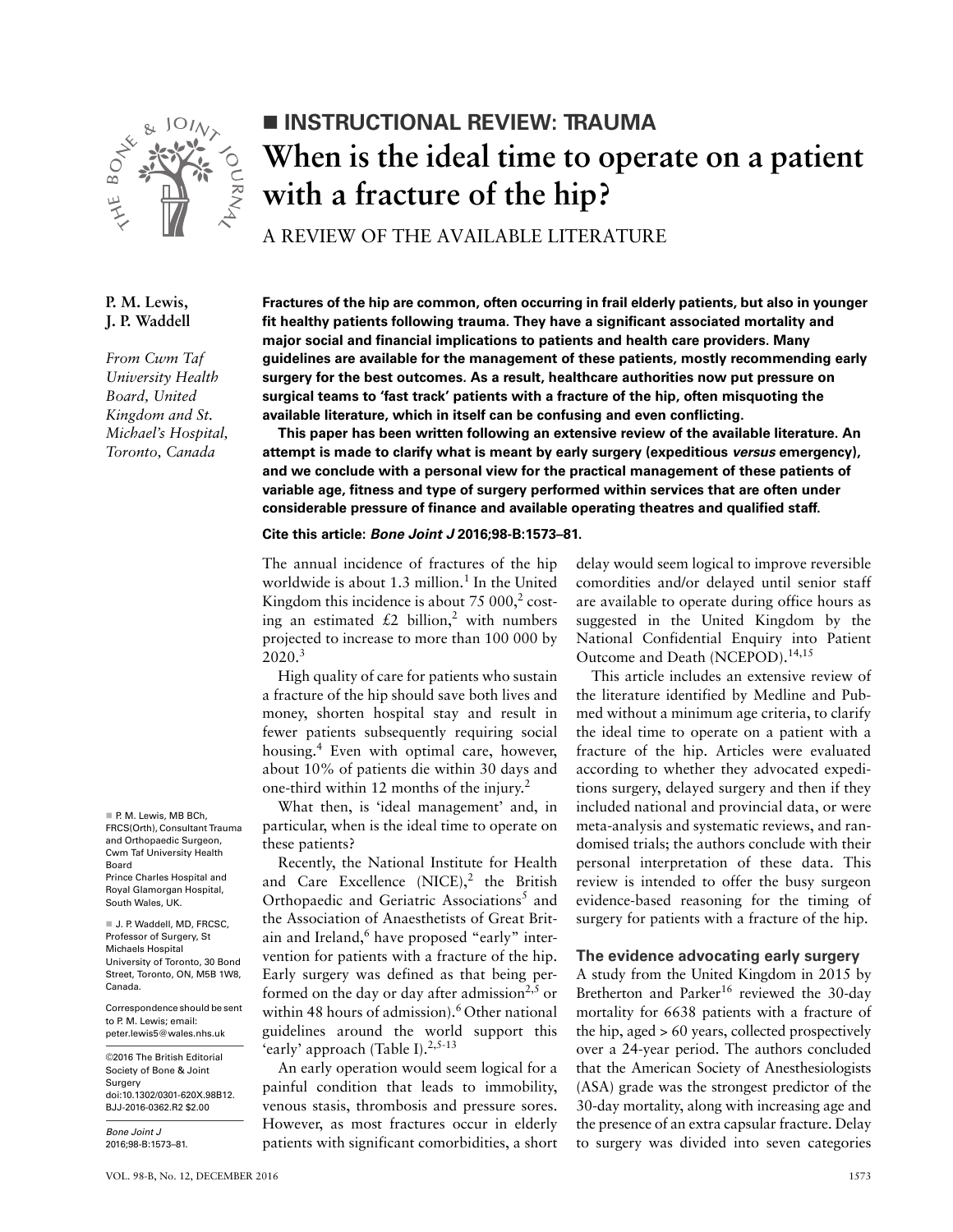■ **INSTRUCTIONAL REVIEW: TRAUMA**

# When is the ideal time to operate on a patient with a fracture of the hip?

A REVIEW OF THE AVAILABLE LITERATURE

**P. M. Lewis, J. P. Waddell**

*From Cwm Taf University Health Board, United Kingdom and St. Michael's Hospital, Toronto, Canada*

**Fractures of the hip are common, often occurring in frail elderly patients, but also in younger fit healthy patients following trauma. They have a significant associated mortality and major social and financial implications to patients and health care providers. Many guidelines are available for the management of these patients, mostly recommending early surgery for the best outcomes. As a result, healthcare authorities now put pressure on surgical teams to 'fast track' patients with a fracture of the hip, often misquoting the available literature, which in itself can be confusing and even conflicting.**

**This paper has been written following an extensive review of the available literature. An attempt is made to clarify what is meant by early surgery (expeditious *versus* emergency), and we conclude with a personal view for the practical management of these patients of variable age, fitness and type of surgery performed within services that are often under considerable pressure of finance and available operating theatres and qualified staff.**

**Cite this article:** ***Bone Joint J*** **2016;98-B:1573–81.**

The annual incidence of fractures of the hip worldwide is about 1.3 million.[1] In the United Kingdom this incidence is about 75 000,[2] costing an estimated £2 billion,[2] with numbers projected to increase to more than 100 000 by 2020.[3]

High quality of care for patients who sustain a fracture of the hip should save both lives and money, shorten hospital stay and result in fewer patients subsequently requiring social housing.[4] Even with optimal care, however, about 10% of patients die within 30 days and one-third within 12 months of the injury.[2]

What then, is 'ideal management' and, in particular, when is the ideal time to operate on these patients?

Recently, the National Institute for Health and Care Excellence (NICE),[2] the British Orthopaedic and Geriatric Associations[5] and the Association of Anaesthetists of Great Britain and Ireland,[6] have proposed "early" intervention for patients with a fracture of the hip. Early surgery was defined as that being performed on the day or day after admission[2,5] or within 48 hours of admission).[6] Other national guidelines around the world support this 'early' approach (Table I).[2,5-13]

An early operation would seem logical for a painful condition that leads to immobility, venous stasis, thrombosis and pressure sores. However, as most fractures occur in elderly patients with significant comorbidities, a short delay would seem logical to improve reversible comordities and/or delayed until senior staff are available to operate during office hours as suggested in the United Kingdom by the National Confidential Enquiry into Patient Outcome and Death (NCEPOD).[14,15]

This article includes an extensive review of the literature identified by Medline and Pubmed without a minimum age criteria, to clarify the ideal time to operate on a patient with a fracture of the hip. Articles were evaluated according to whether they advocated expeditions surgery, delayed surgery and then if they included national and provincial data, or were meta-analysis and systematic reviews, and randomised trials; the authors conclude with their personal interpretation of these data. This review is intended to offer the busy surgeon evidence-based reasoning for the timing of surgery for patients with a fracture of the hip.

## The evidence advocating early surgery

A study from the United Kingdom in 2015 by Bretherton and Parker[16] reviewed the 30-day mortality for 6638 patients with a fracture of the hip, aged > 60 years, collected prospectively over a 24-year period. The authors concluded that the American Society of Anesthesiologists (ASA) grade was the strongest predictor of the 30-day mortality, along with increasing age and the presence of an extra capsular fracture. Delay to surgery was divided into seven categories

■ P. M. Lewis, MB BCh, FRCS(Orth), Consultant Trauma and Orthopaedic Surgeon, Cwm Taf University Health Board
Prince Charles Hospital and Royal Glamorgan Hospital, South Wales, UK.

■ J. P. Waddell, MD, FRCSC, Professor of Surgery, St Michaels Hospital
University of Toronto, 30 Bond Street, Toronto, ON, M5B 1W8, Canada.

Correspondence should be sent to P. M. Lewis; email: peter.lewis5@wales.nhs.uk

©2016 The British Editorial Society of Bone & Joint Surgery
doi:10.1302/0301-620X.98B12.BJJ-2016-0362.R2 $2.00

*Bone Joint J*
2016;98-B:1573–81.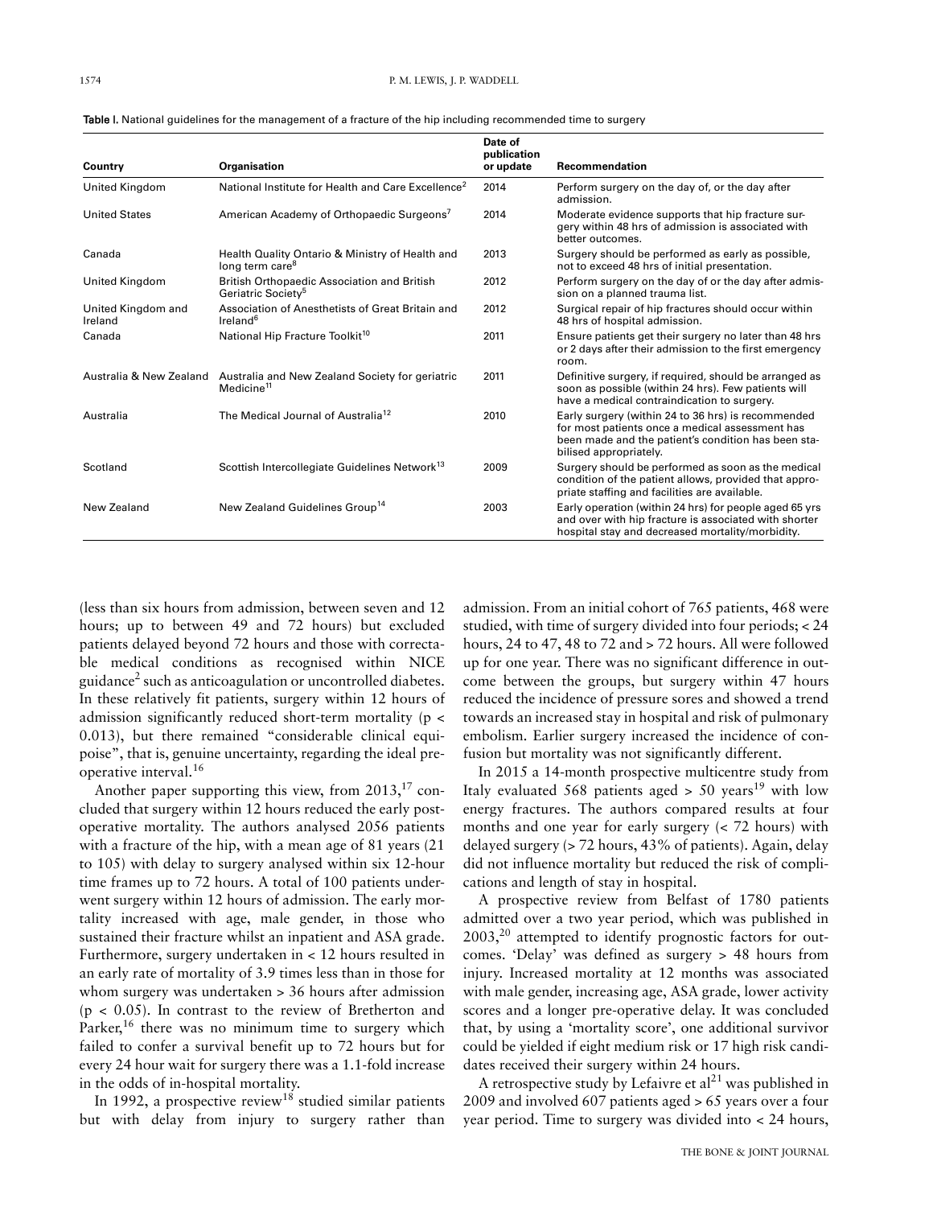Table I. National guidelines for the management of a fracture of the hip including recommended time to surgery

| Country | Organisation | Date of publication or update | Recommendation |
|---|---|---|---|
| United Kingdom | National Institute for Health and Care Excellence[2] | 2014 | Perform surgery on the day of, or the day after admission. |
| United States | American Academy of Orthopaedic Surgeons[7] | 2014 | Moderate evidence supports that hip fracture surgery within 48 hrs of admission is associated with better outcomes. |
| Canada | Health Quality Ontario & Ministry of Health and long term care[8] | 2013 | Surgery should be performed as early as possible, not to exceed 48 hrs of initial presentation. |
| United Kingdom | British Orthopaedic Association and British Geriatric Society[5] | 2012 | Perform surgery on the day of or the day after admission on a planned trauma list. |
| United Kingdom and Ireland | Association of Anesthetists of Great Britain and Ireland[6] | 2012 | Surgical repair of hip fractures should occur within 48 hrs of hospital admission. |
| Canada | National Hip Fracture Toolkit[10] | 2011 | Ensure patients get their surgery no later than 48 hrs or 2 days after their admission to the first emergency room. |
| Australia & New Zealand | Australia and New Zealand Society for geriatric Medicine[11] | 2011 | Definitive surgery, if required, should be arranged as soon as possible (within 24 hrs). Few patients will have a medical contraindication to surgery. |
| Australia | The Medical Journal of Australia[12] | 2010 | Early surgery (within 24 to 36 hrs) is recommended for most patients once a medical assessment has been made and the patient's condition has been stabilised appropriately. |
| Scotland | Scottish Intercollegiate Guidelines Network[13] | 2009 | Surgery should be performed as soon as the medical condition of the patient allows, provided that appropriate staffing and facilities are available. |
| New Zealand | New Zealand Guidelines Group[14] | 2003 | Early operation (within 24 hrs) for people aged 65 yrs and over with hip fracture is associated with shorter hospital stay and decreased mortality/morbidity. |

(less than six hours from admission, between seven and 12 hours; up to between 49 and 72 hours) but excluded patients delayed beyond 72 hours and those with correctable medical conditions as recognised within NICE guidance[2] such as anticoagulation or uncontrolled diabetes. In these relatively fit patients, surgery within 12 hours of admission significantly reduced short-term mortality ($p < 0.013$), but there remained "considerable clinical equipoise", that is, genuine uncertainty, regarding the ideal pre-operative interval.[16]

Another paper supporting this view, from 2013,[17] concluded that surgery within 12 hours reduced the early post-operative mortality. The authors analysed 2056 patients with a fracture of the hip, with a mean age of 81 years (21 to 105) with delay to surgery analysed within six 12-hour time frames up to 72 hours. A total of 100 patients underwent surgery within 12 hours of admission. The early mortality increased with age, male gender, in those who sustained their fracture whilst an inpatient and ASA grade. Furthermore, surgery undertaken in < 12 hours resulted in an early rate of mortality of 3.9 times less than in those for whom surgery was undertaken > 36 hours after admission ($p < 0.05$). In contrast to the review of Bretherton and Parker,[16] there was no minimum time to surgery which failed to confer a survival benefit up to 72 hours but for every 24 hour wait for surgery there was a 1.1-fold increase in the odds of in-hospital mortality.

In 1992, a prospective review[18] studied similar patients but with delay from injury to surgery rather than admission. From an initial cohort of 765 patients, 468 were studied, with time of surgery divided into four periods; < 24 hours, 24 to 47, 48 to 72 and > 72 hours. All were followed up for one year. There was no significant difference in outcome between the groups, but surgery within 47 hours reduced the incidence of pressure sores and showed a trend towards an increased stay in hospital and risk of pulmonary embolism. Earlier surgery increased the incidence of confusion but mortality was not significantly different.

In 2015 a 14-month prospective multicentre study from Italy evaluated 568 patients aged > 50 years[19] with low energy fractures. The authors compared results at four months and one year for early surgery (< 72 hours) with delayed surgery (> 72 hours, 43% of patients). Again, delay did not influence mortality but reduced the risk of complications and length of stay in hospital.

A prospective review from Belfast of 1780 patients admitted over a two year period, which was published in 2003,[20] attempted to identify prognostic factors for outcomes. 'Delay' was defined as surgery > 48 hours from injury. Increased mortality at 12 months was associated with male gender, increasing age, ASA grade, lower activity scores and a longer pre-operative delay. It was concluded that, by using a 'mortality score', one additional survivor could be yielded if eight medium risk or 17 high risk candidates received their surgery within 24 hours.

A retrospective study by Lefaivre et al[21] was published in 2009 and involved 607 patients aged > 65 years over a four year period. Time to surgery was divided into < 24 hours,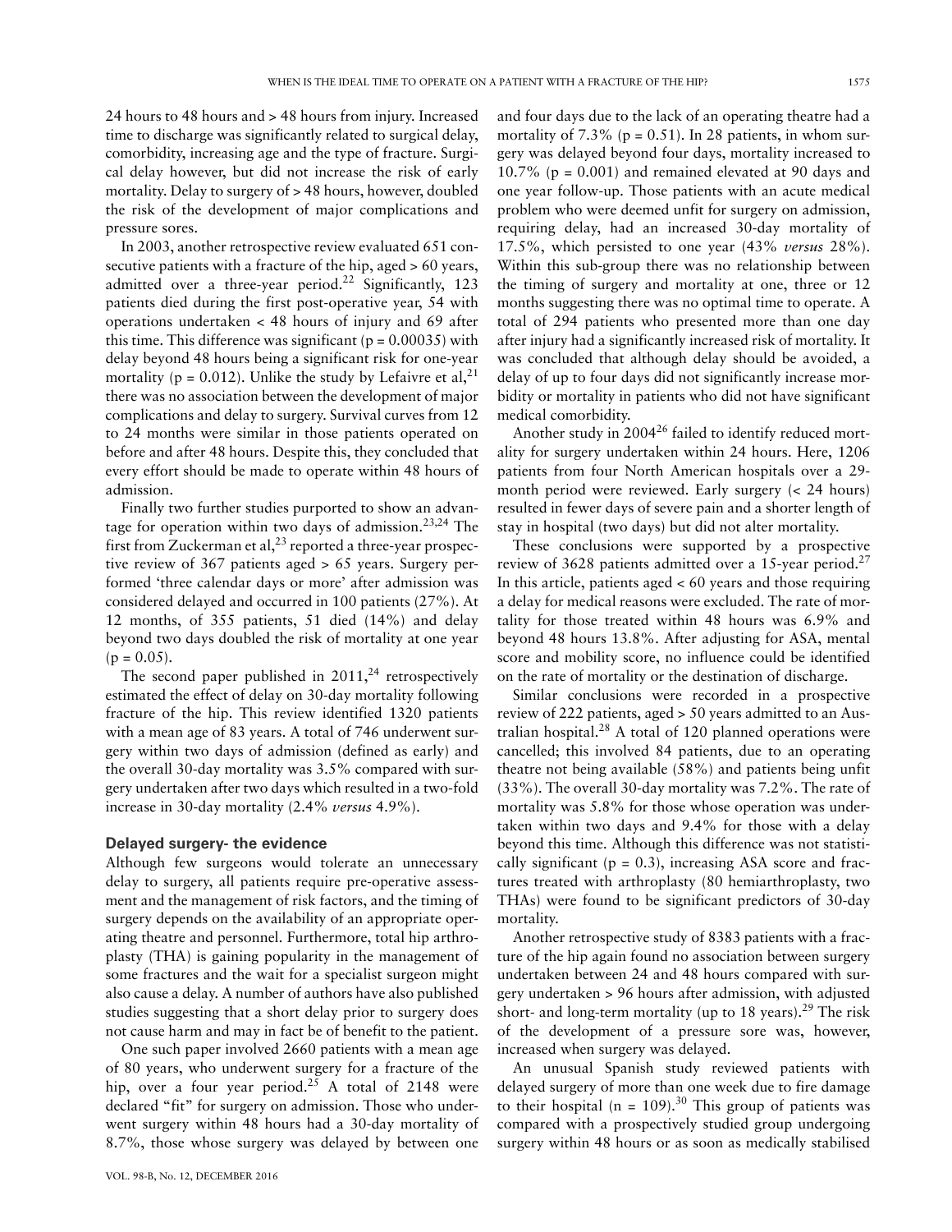24 hours to 48 hours and > 48 hours from injury. Increased time to discharge was significantly related to surgical delay, comorbidity, increasing age and the type of fracture. Surgical delay however, but did not increase the risk of early mortality. Delay to surgery of > 48 hours, however, doubled the risk of the development of major complications and pressure sores.

In 2003, another retrospective review evaluated 651 consecutive patients with a fracture of the hip, aged > 60 years, admitted over a three-year period.[22] Significantly, 123 patients died during the first post-operative year, 54 with operations undertaken < 48 hours of injury and 69 after this time. This difference was significant (p = 0.00035) with delay beyond 48 hours being a significant risk for one-year mortality (p = 0.012). Unlike the study by Lefaivre et al,[21] there was no association between the development of major complications and delay to surgery. Survival curves from 12 to 24 months were similar in those patients operated on before and after 48 hours. Despite this, they concluded that every effort should be made to operate within 48 hours of admission.

Finally two further studies purported to show an advantage for operation within two days of admission.[23,24] The first from Zuckerman et al,[23] reported a three-year prospective review of 367 patients aged > 65 years. Surgery performed 'three calendar days or more' after admission was considered delayed and occurred in 100 patients (27%). At 12 months, of 355 patients, 51 died (14%) and delay beyond two days doubled the risk of mortality at one year (p = 0.05).

The second paper published in 2011,[24] retrospectively estimated the effect of delay on 30-day mortality following fracture of the hip. This review identified 1320 patients with a mean age of 83 years. A total of 746 underwent surgery within two days of admission (defined as early) and the overall 30-day mortality was 3.5% compared with surgery undertaken after two days which resulted in a two-fold increase in 30-day mortality (2.4% *versus* 4.9%).

### Delayed surgery- the evidence

Although few surgeons would tolerate an unnecessary delay to surgery, all patients require pre-operative assessment and the management of risk factors, and the timing of surgery depends on the availability of an appropriate operating theatre and personnel. Furthermore, total hip arthroplasty (THA) is gaining popularity in the management of some fractures and the wait for a specialist surgeon might also cause a delay. A number of authors have also published studies suggesting that a short delay prior to surgery does not cause harm and may in fact be of benefit to the patient.

One such paper involved 2660 patients with a mean age of 80 years, who underwent surgery for a fracture of the hip, over a four year period.[25] A total of 2148 were declared "fit" for surgery on admission. Those who underwent surgery within 48 hours had a 30-day mortality of 8.7%, those whose surgery was delayed by between one and four days due to the lack of an operating theatre had a mortality of 7.3% (p = 0.51). In 28 patients, in whom surgery was delayed beyond four days, mortality increased to 10.7% (p = 0.001) and remained elevated at 90 days and one year follow-up. Those patients with an acute medical problem who were deemed unfit for surgery on admission, requiring delay, had an increased 30-day mortality of 17.5%, which persisted to one year (43% *versus* 28%). Within this sub-group there was no relationship between the timing of surgery and mortality at one, three or 12 months suggesting there was no optimal time to operate. A total of 294 patients who presented more than one day after injury had a significantly increased risk of mortality. It was concluded that although delay should be avoided, a delay of up to four days did not significantly increase morbidity or mortality in patients who did not have significant medical comorbidity.

Another study in 2004[26] failed to identify reduced mortality for surgery undertaken within 24 hours. Here, 1206 patients from four North American hospitals over a 29-month period were reviewed. Early surgery (< 24 hours) resulted in fewer days of severe pain and a shorter length of stay in hospital (two days) but did not alter mortality.

These conclusions were supported by a prospective review of 3628 patients admitted over a 15-year period.[27] In this article, patients aged < 60 years and those requiring a delay for medical reasons were excluded. The rate of mortality for those treated within 48 hours was 6.9% and beyond 48 hours 13.8%. After adjusting for ASA, mental score and mobility score, no influence could be identified on the rate of mortality or the destination of discharge.

Similar conclusions were recorded in a prospective review of 222 patients, aged > 50 years admitted to an Australian hospital.[28] A total of 120 planned operations were cancelled; this involved 84 patients, due to an operating theatre not being available (58%) and patients being unfit (33%). The overall 30-day mortality was 7.2%. The rate of mortality was 5.8% for those whose operation was undertaken within two days and 9.4% for those with a delay beyond this time. Although this difference was not statistically significant (p = 0.3), increasing ASA score and fractures treated with arthroplasty (80 hemiarthroplasty, two THAs) were found to be significant predictors of 30-day mortality.

Another retrospective study of 8383 patients with a fracture of the hip again found no association between surgery undertaken between 24 and 48 hours compared with surgery undertaken > 96 hours after admission, with adjusted short- and long-term mortality (up to 18 years).[29] The risk of the development of a pressure sore was, however, increased when surgery was delayed.

An unusual Spanish study reviewed patients with delayed surgery of more than one week due to fire damage to their hospital (n = 109).[30] This group of patients was compared with a prospectively studied group undergoing surgery within 48 hours or as soon as medically stabilised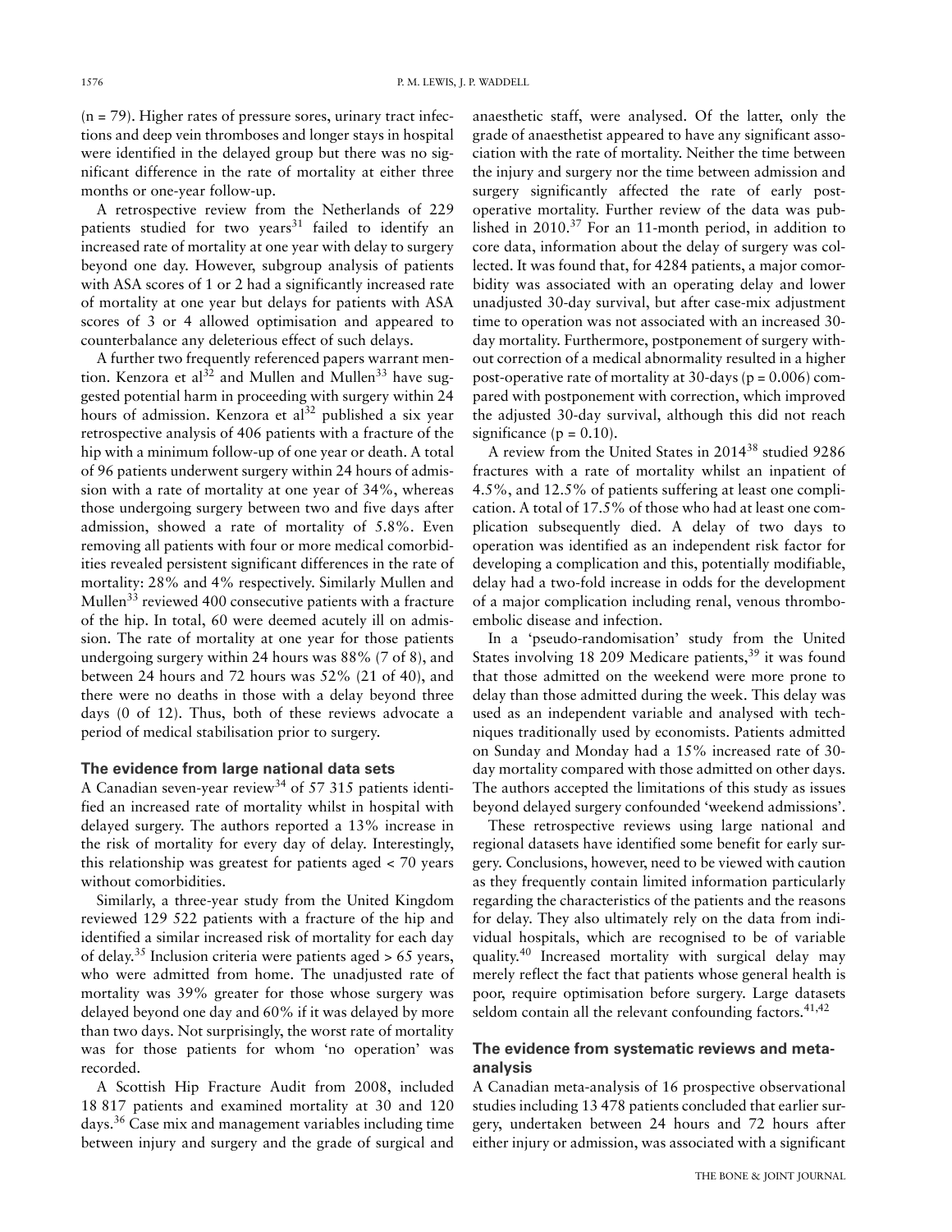(n = 79). Higher rates of pressure sores, urinary tract infections and deep vein thromboses and longer stays in hospital were identified in the delayed group but there was no significant difference in the rate of mortality at either three months or one-year follow-up.

A retrospective review from the Netherlands of 229 patients studied for two years[31] failed to identify an increased rate of mortality at one year with delay to surgery beyond one day. However, subgroup analysis of patients with ASA scores of 1 or 2 had a significantly increased rate of mortality at one year but delays for patients with ASA scores of 3 or 4 allowed optimisation and appeared to counterbalance any deleterious effect of such delays.

A further two frequently referenced papers warrant mention. Kenzora et al[32] and Mullen and Mullen[33] have suggested potential harm in proceeding with surgery within 24 hours of admission. Kenzora et al[32] published a six year retrospective analysis of 406 patients with a fracture of the hip with a minimum follow-up of one year or death. A total of 96 patients underwent surgery within 24 hours of admission with a rate of mortality at one year of 34%, whereas those undergoing surgery between two and five days after admission, showed a rate of mortality of 5.8%. Even removing all patients with four or more medical comorbidities revealed persistent significant differences in the rate of mortality: 28% and 4% respectively. Similarly Mullen and Mullen[33] reviewed 400 consecutive patients with a fracture of the hip. In total, 60 were deemed acutely ill on admission. The rate of mortality at one year for those patients undergoing surgery within 24 hours was 88% (7 of 8), and between 24 hours and 72 hours was 52% (21 of 40), and there were no deaths in those with a delay beyond three days (0 of 12). Thus, both of these reviews advocate a period of medical stabilisation prior to surgery.

## The evidence from large national data sets

A Canadian seven-year review[34] of 57 315 patients identified an increased rate of mortality whilst in hospital with delayed surgery. The authors reported a 13% increase in the risk of mortality for every day of delay. Interestingly, this relationship was greatest for patients aged < 70 years without comorbidities.

Similarly, a three-year study from the United Kingdom reviewed 129 522 patients with a fracture of the hip and identified a similar increased risk of mortality for each day of delay.[35] Inclusion criteria were patients aged > 65 years, who were admitted from home. The unadjusted rate of mortality was 39% greater for those whose surgery was delayed beyond one day and 60% if it was delayed by more than two days. Not surprisingly, the worst rate of mortality was for those patients for whom 'no operation' was recorded.

A Scottish Hip Fracture Audit from 2008, included 18 817 patients and examined mortality at 30 and 120 days.[36] Case mix and management variables including time between injury and surgery and the grade of surgical and anaesthetic staff, were analysed. Of the latter, only the grade of anaesthetist appeared to have any significant association with the rate of mortality. Neither the time between the injury and surgery nor the time between admission and surgery significantly affected the rate of early post-operative mortality. Further review of the data was published in 2010.[37] For an 11-month period, in addition to core data, information about the delay of surgery was collected. It was found that, for 4284 patients, a major comorbidity was associated with an operating delay and lower unadjusted 30-day survival, but after case-mix adjustment time to operation was not associated with an increased 30-day mortality. Furthermore, postponement of surgery without correction of a medical abnormality resulted in a higher post-operative rate of mortality at 30-days ($p = 0.006$) compared with postponement with correction, which improved the adjusted 30-day survival, although this did not reach significance ($p = 0.10$).

A review from the United States in 2014[38] studied 9286 fractures with a rate of mortality whilst an inpatient of 4.5%, and 12.5% of patients suffering at least one complication. A total of 17.5% of those who had at least one complication subsequently died. A delay of two days to operation was identified as an independent risk factor for developing a complication and this, potentially modifiable, delay had a two-fold increase in odds for the development of a major complication including renal, venous thromboembolic disease and infection.

In a 'pseudo-randomisation' study from the United States involving 18 209 Medicare patients,[39] it was found that those admitted on the weekend were more prone to delay than those admitted during the week. This delay was used as an independent variable and analysed with techniques traditionally used by economists. Patients admitted on Sunday and Monday had a 15% increased rate of 30-day mortality compared with those admitted on other days. The authors accepted the limitations of this study as issues beyond delayed surgery confounded 'weekend admissions'.

These retrospective reviews using large national and regional datasets have identified some benefit for early surgery. Conclusions, however, need to be viewed with caution as they frequently contain limited information particularly regarding the characteristics of the patients and the reasons for delay. They also ultimately rely on the data from individual hospitals, which are recognised to be of variable quality.[40] Increased mortality with surgical delay may merely reflect the fact that patients whose general health is poor, require optimisation before surgery. Large datasets seldom contain all the relevant confounding factors.[41,42]

## The evidence from systematic reviews and meta-analysis

A Canadian meta-analysis of 16 prospective observational studies including 13 478 patients concluded that earlier surgery, undertaken between 24 hours and 72 hours after either injury or admission, was associated with a significant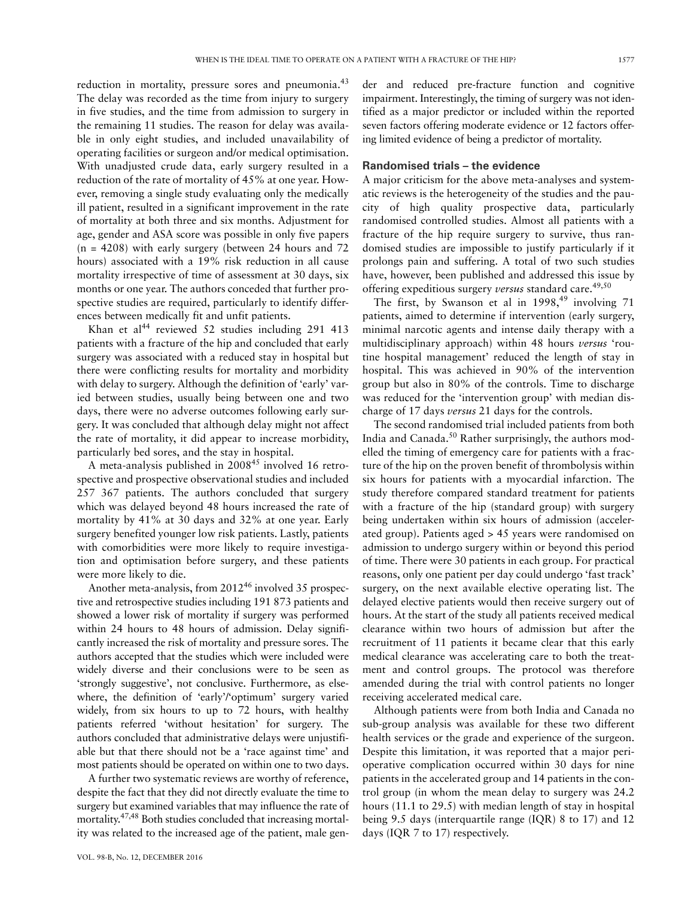reduction in mortality, pressure sores and pneumonia.[43] The delay was recorded as the time from injury to surgery in five studies, and the time from admission to surgery in the remaining 11 studies. The reason for delay was available in only eight studies, and included unavailability of operating facilities or surgeon and/or medical optimisation. With unadjusted crude data, early surgery resulted in a reduction of the rate of mortality of 45% at one year. However, removing a single study evaluating only the medically ill patient, resulted in a significant improvement in the rate of mortality at both three and six months. Adjustment for age, gender and ASA score was possible in only five papers (n = 4208) with early surgery (between 24 hours and 72 hours) associated with a 19% risk reduction in all cause mortality irrespective of time of assessment at 30 days, six months or one year. The authors conceded that further prospective studies are required, particularly to identify differences between medically fit and unfit patients.

Khan et al[44] reviewed 52 studies including 291 413 patients with a fracture of the hip and concluded that early surgery was associated with a reduced stay in hospital but there were conflicting results for mortality and morbidity with delay to surgery. Although the definition of 'early' varied between studies, usually being between one and two days, there were no adverse outcomes following early surgery. It was concluded that although delay might not affect the rate of mortality, it did appear to increase morbidity, particularly bed sores, and the stay in hospital.

A meta-analysis published in 2008[45] involved 16 retrospective and prospective observational studies and included 257 367 patients. The authors concluded that surgery which was delayed beyond 48 hours increased the rate of mortality by 41% at 30 days and 32% at one year. Early surgery benefited younger low risk patients. Lastly, patients with comorbidities were more likely to require investigation and optimisation before surgery, and these patients were more likely to die.

Another meta-analysis, from 2012[46] involved 35 prospective and retrospective studies including 191 873 patients and showed a lower risk of mortality if surgery was performed within 24 hours to 48 hours of admission. Delay significantly increased the risk of mortality and pressure sores. The authors accepted that the studies which were included were widely diverse and their conclusions were to be seen as 'strongly suggestive', not conclusive. Furthermore, as elsewhere, the definition of 'early'/'optimum' surgery varied widely, from six hours to up to 72 hours, with healthy patients referred 'without hesitation' for surgery. The authors concluded that administrative delays were unjustifiable but that there should not be a 'race against time' and most patients should be operated on within one to two days.

A further two systematic reviews are worthy of reference, despite the fact that they did not directly evaluate the time to surgery but examined variables that may influence the rate of mortality.[47,48] Both studies concluded that increasing mortality was related to the increased age of the patient, male gender and reduced pre-fracture function and cognitive impairment. Interestingly, the timing of surgery was not identified as a major predictor or included within the reported seven factors offering moderate evidence or 12 factors offering limited evidence of being a predictor of mortality.

### Randomised trials – the evidence

A major criticism for the above meta-analyses and systematic reviews is the heterogeneity of the studies and the paucity of high quality prospective data, particularly randomised controlled studies. Almost all patients with a fracture of the hip require surgery to survive, thus randomised studies are impossible to justify particularly if it prolongs pain and suffering. A total of two such studies have, however, been published and addressed this issue by offering expeditious surgery *versus* standard care.[49,50]

The first, by Swanson et al in 1998,[49] involving 71 patients, aimed to determine if intervention (early surgery, minimal narcotic agents and intense daily therapy with a multidisciplinary approach) within 48 hours *versus* 'routine hospital management' reduced the length of stay in hospital. This was achieved in 90% of the intervention group but also in 80% of the controls. Time to discharge was reduced for the 'intervention group' with median discharge of 17 days *versus* 21 days for the controls.

The second randomised trial included patients from both India and Canada.[50] Rather surprisingly, the authors modelled the timing of emergency care for patients with a fracture of the hip on the proven benefit of thrombolysis within six hours for patients with a myocardial infarction. The study therefore compared standard treatment for patients with a fracture of the hip (standard group) with surgery being undertaken within six hours of admission (accelerated group). Patients aged > 45 years were randomised on admission to undergo surgery within or beyond this period of time. There were 30 patients in each group. For practical reasons, only one patient per day could undergo 'fast track' surgery, on the next available elective operating list. The delayed elective patients would then receive surgery out of hours. At the start of the study all patients received medical clearance within two hours of admission but after the recruitment of 11 patients it became clear that this early medical clearance was accelerating care to both the treatment and control groups. The protocol was therefore amended during the trial with control patients no longer receiving accelerated medical care.

Although patients were from both India and Canada no sub-group analysis was available for these two different health services or the grade and experience of the surgeon. Despite this limitation, it was reported that a major perioperative complication occurred within 30 days for nine patients in the accelerated group and 14 patients in the control group (in whom the mean delay to surgery was 24.2 hours (11.1 to 29.5) with median length of stay in hospital being 9.5 days (interquartile range (IQR) 8 to 17) and 12 days (IQR 7 to 17) respectively.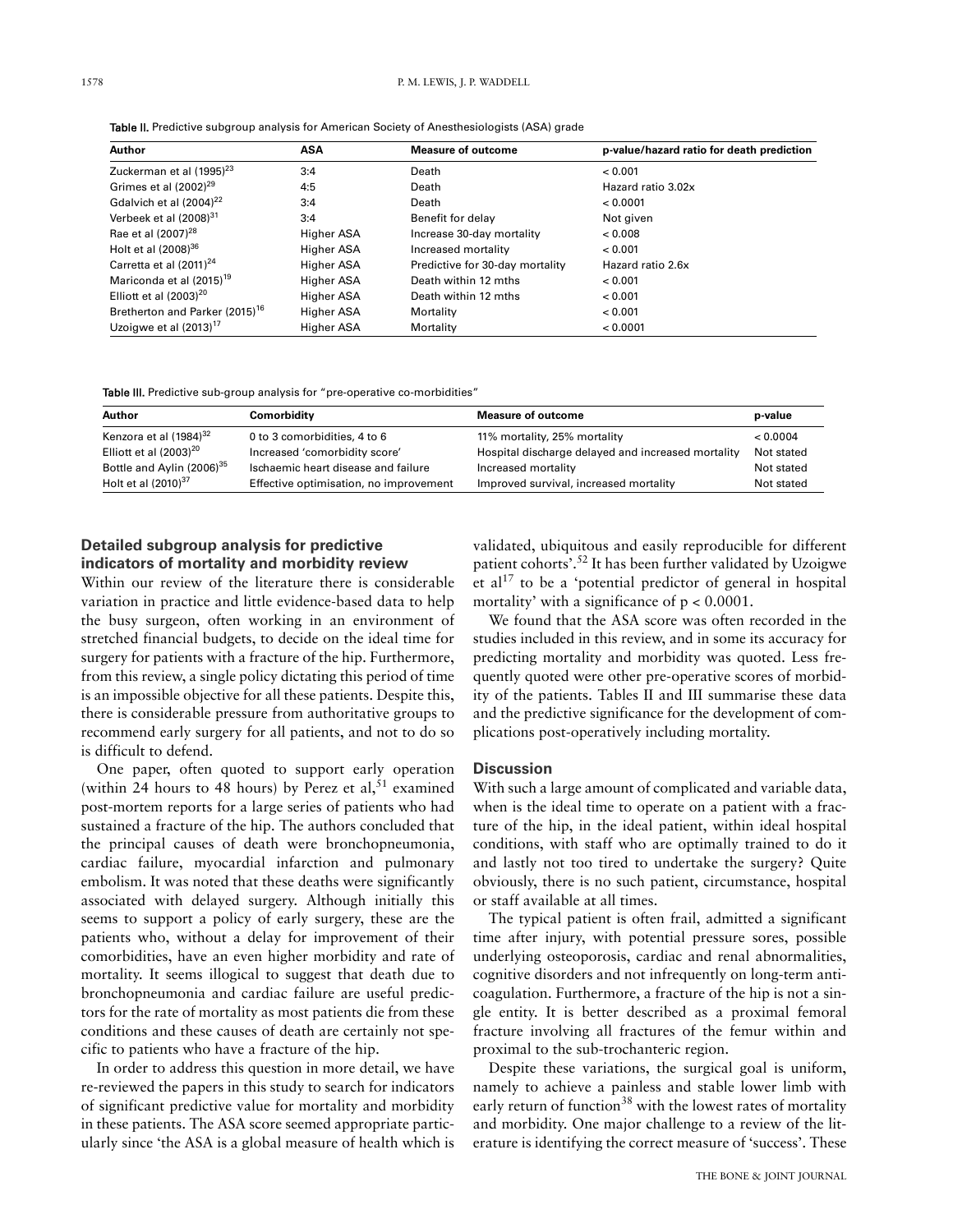**Table II.** Predictive subgroup analysis for American Society of Anesthesiologists (ASA) grade

| Author | ASA | Measure of outcome | p-value/hazard ratio for death prediction |
|---|---|---|---|
| Zuckerman et al (1995)[23] | 3:4 | Death | < 0.001 |
| Grimes et al (2002)[29] | 4:5 | Death | Hazard ratio 3.02x |
| Gdalvich et al (2004)[22] | 3:4 | Death | < 0.0001 |
| Verbeek et al (2008)[31] | 3:4 | Benefit for delay | Not given |
| Rae et al (2007)[28] | Higher ASA | Increase 30-day mortality | < 0.008 |
| Holt et al (2008)[36] | Higher ASA | Increased mortality | < 0.001 |
| Carretta et al (2011)[24] | Higher ASA | Predictive for 30-day mortality | Hazard ratio 2.6x |
| Mariconda et al (2015)[19] | Higher ASA | Death within 12 mths | < 0.001 |
| Elliott et al (2003)[20] | Higher ASA | Death within 12 mths | < 0.001 |
| Bretherton and Parker (2015)[16] | Higher ASA | Mortality | < 0.001 |
| Uzoigwe et al (2013)[17] | Higher ASA | Mortality | < 0.0001 |

**Table III.** Predictive sub-group analysis for "pre-operative co-morbidities"

| Author | Comorbidity | Measure of outcome | p-value |
|---|---|---|---|
| Kenzora et al (1984)[32] | 0 to 3 comorbidities, 4 to 6 | 11% mortality, 25% mortality | < 0.0004 |
| Elliott et al (2003)[20] | Increased 'comorbidity score' | Hospital discharge delayed and increased mortality | Not stated |
| Bottle and Aylin (2006)[35] | Ischaemic heart disease and failure | Increased mortality | Not stated |
| Holt et al (2010)[37] | Effective optimisation, no improvement | Improved survival, increased mortality | Not stated |

## Detailed subgroup analysis for predictive indicators of mortality and morbidity review

Within our review of the literature there is considerable variation in practice and little evidence-based data to help the busy surgeon, often working in an environment of stretched financial budgets, to decide on the ideal time for surgery for patients with a fracture of the hip. Furthermore, from this review, a single policy dictating this period of time is an impossible objective for all these patients. Despite this, there is considerable pressure from authoritative groups to recommend early surgery for all patients, and not to do so is difficult to defend.

One paper, often quoted to support early operation (within 24 hours to 48 hours) by Perez et al,[51] examined post-mortem reports for a large series of patients who had sustained a fracture of the hip. The authors concluded that the principal causes of death were bronchopneumonia, cardiac failure, myocardial infarction and pulmonary embolism. It was noted that these deaths were significantly associated with delayed surgery. Although initially this seems to support a policy of early surgery, these are the patients who, without a delay for improvement of their comorbidities, have an even higher morbidity and rate of mortality. It seems illogical to suggest that death due to bronchopneumonia and cardiac failure are useful predictors for the rate of mortality as most patients die from these conditions and these causes of death are certainly not specific to patients who have a fracture of the hip.

In order to address this question in more detail, we have re-reviewed the papers in this study to search for indicators of significant predictive value for mortality and morbidity in these patients. The ASA score seemed appropriate particularly since 'the ASA is a global measure of health which is validated, ubiquitous and easily reproducible for different patient cohorts'.[52] It has been further validated by Uzoigwe et al[17] to be a 'potential predictor of general in hospital mortality' with a significance of $p < 0.0001$.

We found that the ASA score was often recorded in the studies included in this review, and in some its accuracy for predicting mortality and morbidity was quoted. Less frequently quoted were other pre-operative scores of morbidity of the patients. Tables II and III summarise these data and the predictive significance for the development of complications post-operatively including mortality.

## Discussion

With such a large amount of complicated and variable data, when is the ideal time to operate on a patient with a fracture of the hip, in the ideal patient, within ideal hospital conditions, with staff who are optimally trained to do it and lastly not too tired to undertake the surgery? Quite obviously, there is no such patient, circumstance, hospital or staff available at all times.

The typical patient is often frail, admitted a significant time after injury, with potential pressure sores, possible underlying osteoporosis, cardiac and renal abnormalities, cognitive disorders and not infrequently on long-term anticoagulation. Furthermore, a fracture of the hip is not a single entity. It is better described as a proximal femoral fracture involving all fractures of the femur within and proximal to the sub-trochanteric region.

Despite these variations, the surgical goal is uniform, namely to achieve a painless and stable lower limb with early return of function[38] with the lowest rates of mortality and morbidity. One major challenge to a review of the literature is identifying the correct measure of 'success'. These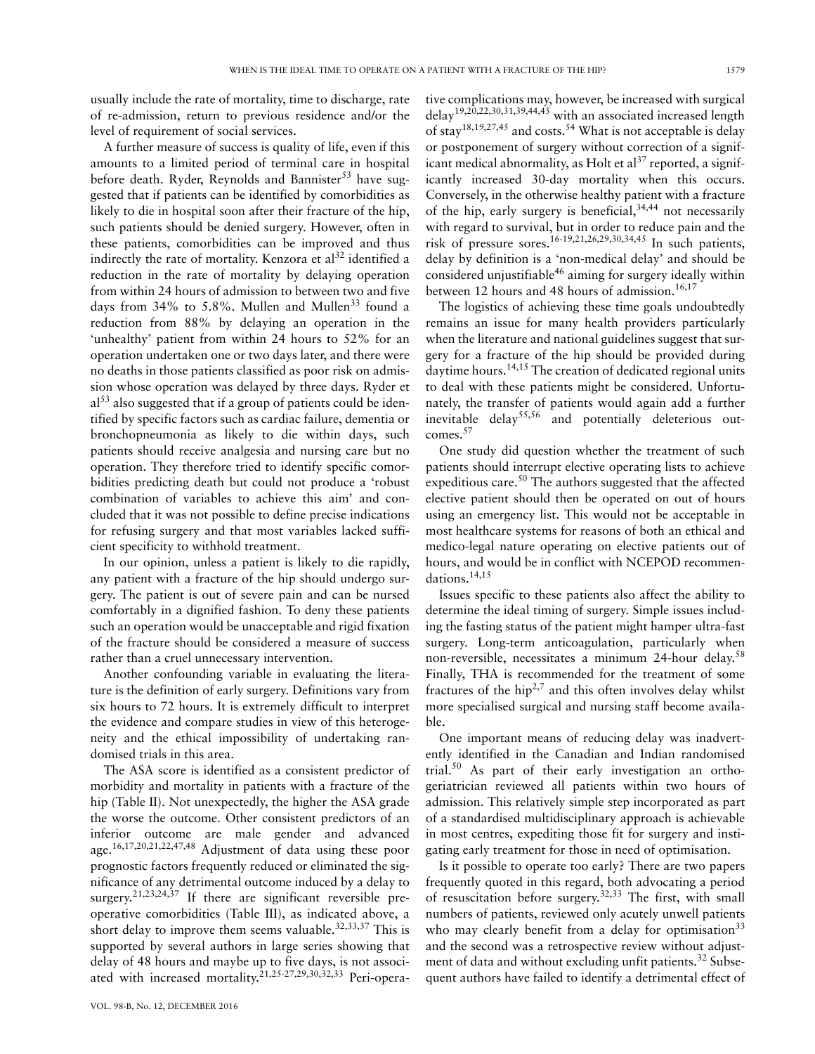usually include the rate of mortality, time to discharge, rate of re-admission, return to previous residence and/or the level of requirement of social services.

A further measure of success is quality of life, even if this amounts to a limited period of terminal care in hospital before death. Ryder, Reynolds and Bannister[53] have suggested that if patients can be identified by comorbidities as likely to die in hospital soon after their fracture of the hip, such patients should be denied surgery. However, often in these patients, comorbidities can be improved and thus indirectly the rate of mortality. Kenzora et al[32] identified a reduction in the rate of mortality by delaying operation from within 24 hours of admission to between two and five days from 34% to 5.8%. Mullen and Mullen[33] found a reduction from 88% by delaying an operation in the 'unhealthy' patient from within 24 hours to 52% for an operation undertaken one or two days later, and there were no deaths in those patients classified as poor risk on admission whose operation was delayed by three days. Ryder et al[53] also suggested that if a group of patients could be identified by specific factors such as cardiac failure, dementia or bronchopneumonia as likely to die within days, such patients should receive analgesia and nursing care but no operation. They therefore tried to identify specific comorbidities predicting death but could not produce a 'robust combination of variables to achieve this aim' and concluded that it was not possible to define precise indications for refusing surgery and that most variables lacked sufficient specificity to withhold treatment.

In our opinion, unless a patient is likely to die rapidly, any patient with a fracture of the hip should undergo surgery. The patient is out of severe pain and can be nursed comfortably in a dignified fashion. To deny these patients such an operation would be unacceptable and rigid fixation of the fracture should be considered a measure of success rather than a cruel unnecessary intervention.

Another confounding variable in evaluating the literature is the definition of early surgery. Definitions vary from six hours to 72 hours. It is extremely difficult to interpret the evidence and compare studies in view of this heterogeneity and the ethical impossibility of undertaking randomised trials in this area.

The ASA score is identified as a consistent predictor of morbidity and mortality in patients with a fracture of the hip (Table II). Not unexpectedly, the higher the ASA grade the worse the outcome. Other consistent predictors of an inferior outcome are male gender and advanced age.[16,17,20,21,22,47,48] Adjustment of data using these poor prognostic factors frequently reduced or eliminated the significance of any detrimental outcome induced by a delay to surgery.[21,23,24,37] If there are significant reversible pre-operative comorbidities (Table III), as indicated above, a short delay to improve them seems valuable.[32,33,37] This is supported by several authors in large series showing that delay of 48 hours and maybe up to five days, is not associated with increased mortality.[21,25-27,29,30,32,33] Peri-operative complications may, however, be increased with surgical delay[19,20,22,30,31,39,44,45] with an associated increased length of stay[18,19,27,45] and costs.[54] What is not acceptable is delay or postponement of surgery without correction of a significant medical abnormality, as Holt et al[37] reported, a significantly increased 30-day mortality when this occurs. Conversely, in the otherwise healthy patient with a fracture of the hip, early surgery is beneficial,[34,44] not necessarily with regard to survival, but in order to reduce pain and the risk of pressure sores.[16-19,21,26,29,30,34,45] In such patients, delay by definition is a 'non-medical delay' and should be considered unjustifiable[46] aiming for surgery ideally within between 12 hours and 48 hours of admission.[16,17]

The logistics of achieving these time goals undoubtedly remains an issue for many health providers particularly when the literature and national guidelines suggest that surgery for a fracture of the hip should be provided during daytime hours.[14,15] The creation of dedicated regional units to deal with these patients might be considered. Unfortunately, the transfer of patients would again add a further inevitable delay[55,56] and potentially deleterious outcomes.[57]

One study did question whether the treatment of such patients should interrupt elective operating lists to achieve expeditious care.[50] The authors suggested that the affected elective patient should then be operated on out of hours using an emergency list. This would not be acceptable in most healthcare systems for reasons of both an ethical and medico-legal nature operating on elective patients out of hours, and would be in conflict with NCEPOD recommendations.[14,15]

Issues specific to these patients also affect the ability to determine the ideal timing of surgery. Simple issues including the fasting status of the patient might hamper ultra-fast surgery. Long-term anticoagulation, particularly when non-reversible, necessitates a minimum 24-hour delay.[58] Finally, THA is recommended for the treatment of some fractures of the hip[2,7] and this often involves delay whilst more specialised surgical and nursing staff become available.

One important means of reducing delay was inadvertently identified in the Canadian and Indian randomised trial.[50] As part of their early investigation an orthogeriatrician reviewed all patients within two hours of admission. This relatively simple step incorporated as part of a standardised multidisciplinary approach is achievable in most centres, expediting those fit for surgery and instigating early treatment for those in need of optimisation.

Is it possible to operate too early? There are two papers frequently quoted in this regard, both advocating a period of resuscitation before surgery.[32,33] The first, with small numbers of patients, reviewed only acutely unwell patients who may clearly benefit from a delay for optimisation[33] and the second was a retrospective review without adjustment of data and without excluding unfit patients.[32] Subsequent authors have failed to identify a detrimental effect of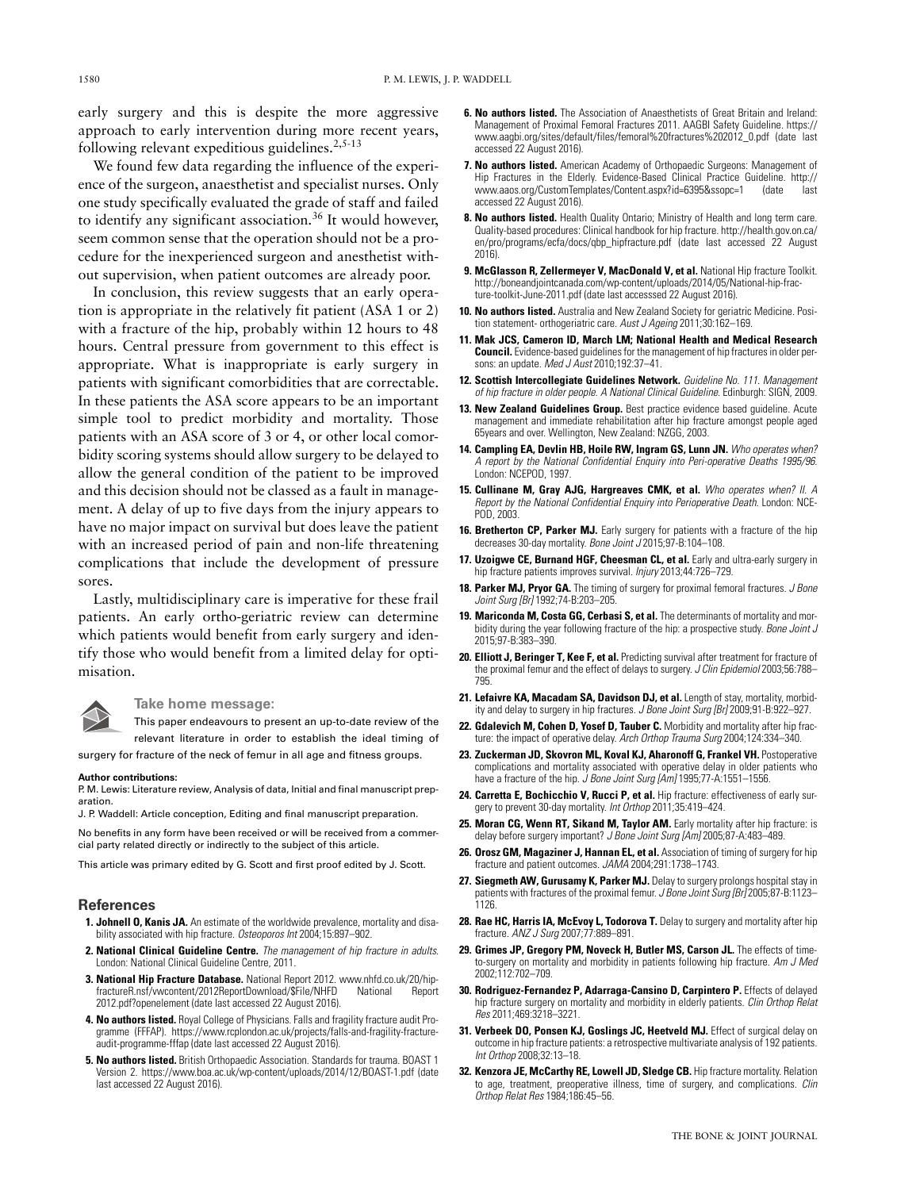early surgery and this is despite the more aggressive approach to early intervention during more recent years, following relevant expeditious guidelines.[2,5-13]

We found few data regarding the influence of the experience of the surgeon, anaesthetist and specialist nurses. Only one study specifically evaluated the grade of staff and failed to identify any significant association.[36] It would however, seem common sense that the operation should not be a procedure for the inexperienced surgeon and anesthetist without supervision, when patient outcomes are already poor.

In conclusion, this review suggests that an early operation is appropriate in the relatively fit patient (ASA 1 or 2) with a fracture of the hip, probably within 12 hours to 48 hours. Central pressure from government to this effect is appropriate. What is inappropriate is early surgery in patients with significant comorbidities that are correctable. In these patients the ASA score appears to be an important simple tool to predict morbidity and mortality. Those patients with an ASA score of 3 or 4, or other local comorbidity scoring systems should allow surgery to be delayed to allow the general condition of the patient to be improved and this decision should not be classed as a fault in management. A delay of up to five days from the injury appears to have no major impact on survival but does leave the patient with an increased period of pain and non-life threatening complications that include the development of pressure sores.

Lastly, multidisciplinary care is imperative for these frail patients. An early ortho-geriatric review can determine which patients would benefit from early surgery and identify those who would benefit from a limited delay for optimisation.

**Take home message:**

This paper endeavours to present an up-to-date review of the relevant literature in order to establish the ideal timing of surgery for fracture of the neck of femur in all age and fitness groups.

**Author contributions:**

P. M. Lewis: Literature review, Analysis of data, Initial and final manuscript preparation.

J. P. Waddell: Article conception, Editing and final manuscript preparation.

No benefits in any form have been received or will be received from a commercial party related directly or indirectly to the subject of this article.

This article was primary edited by G. Scott and first proof edited by J. Scott.

## References

1. **Johnell O, Kanis JA.** An estimate of the worldwide prevalence, mortality and disability associated with hip fracture. *Osteoporos Int* 2004;15:897–902.
2. **National Clinical Guideline Centre.** *The management of hip fracture in adults.* London: National Clinical Guideline Centre, 2011.
3. **National Hip Fracture Database.** National Report 2012. www.nhfd.co.uk/20/hipfractureR.nsf/vwcontent/2012ReportDownload/$File/NHFD National Report 2012.pdf?openelement (date last accessed 22 August 2016).
4. **No authors listed.** Royal College of Physicians. Falls and fragility fracture audit Programme (FFFAP). https://www.rcplondon.ac.uk/projects/falls-and-fragility-fracture-audit-programme-fffap (date last accessed 22 August 2016).
5. **No authors listed.** British Orthopaedic Association. Standards for trauma. BOAST 1 Version 2. https://www.boa.ac.uk/wp-content/uploads/2014/12/BOAST-1.pdf (date last accessed 22 August 2016).
6. **No authors listed.** The Association of Anaesthetists of Great Britain and Ireland: Management of Proximal Femoral Fractures 2011. AAGBI Safety Guideline. https://www.aagbi.org/sites/default/files/femoral%20fractures%202012_0.pdf (date last accessed 22 August 2016).
7. **No authors listed.** American Academy of Orthopaedic Surgeons: Management of Hip Fractures in the Elderly. Evidence-Based Clinical Practice Guideline. http://www.aaos.org/CustomTemplates/Content.aspx?id=6395&ssopc=1 (date last accessed 22 August 2016).
8. **No authors listed.** Health Quality Ontario; Ministry of Health and long term care. Quality-based procedures: Clinical handbook for hip fracture. http://health.gov.on.ca/en/pro/programs/ecfa/docs/qbp_hipfracture.pdf (date last accessed 22 August 2016).
9. **McGlasson R, Zellermeyer V, MacDonald V, et al.** National Hip fracture Toolkit. http://boneandjointcanada.com/wp-content/uploads/2014/05/National-hip-fracture-toolkit-June-2011.pdf (date last accesssed 22 August 2016).
10. **No authors listed.** Australia and New Zealand Society for geriatric Medicine. Position statement- orthogeriatric care. *Aust J Ageing* 2011;30:162–169.
11. **Mak JCS, Cameron ID, March LM; National Health and Medical Research Council.** Evidence-based guidelines for the management of hip fractures in older persons: an update. *Med J Aust* 2010;192:37–41.
12. **Scottish Intercollegiate Guidelines Network.** *Guideline No. 111. Management of hip fracture in older people. A National Clinical Guideline.* Edinburgh: SIGN, 2009.
13. **New Zealand Guidelines Group.** Best practice evidence based guideline. Acute management and immediate rehabilitation after hip fracture amongst people aged 65years and over. Wellington, New Zealand: NZGG, 2003.
14. **Campling EA, Devlin HB, Hoile RW, Ingram GS, Lunn JN.** *Who operates when? A report by the National Confidential Enquiry into Peri-operative Deaths 1995/96.* London: NCEPOD, 1997.
15. **Cullinane M, Gray AJG, Hargreaves CMK, et al.** *Who operates when? II. A Report by the National Confidential Enquiry into Perioperative Death.* London: NCEPOD, 2003.
16. **Bretherton CP, Parker MJ.** Early surgery for patients with a fracture of the hip decreases 30-day mortality. *Bone Joint J* 2015;97-B:104–108.
17. **Uzoigwe CE, Burnand HGF, Cheesman CL, et al.** Early and ultra-early surgery in hip fracture patients improves survival. *Injury* 2013;44:726–729.
18. **Parker MJ, Pryor GA.** The timing of surgery for proximal femoral fractures. *J Bone Joint Surg [Br]* 1992;74-B:203–205.
19. **Mariconda M, Costa GG, Cerbasi S, et al.** The determinants of mortality and morbidity during the year following fracture of the hip: a prospective study. *Bone Joint J* 2015;97-B:383–390.
20. **Elliott J, Beringer T, Kee F, et al.** Predicting survival after treatment for fracture of the proximal femur and the effect of delays to surgery. *J Clin Epidemiol* 2003;56:788–795.
21. **Lefaivre KA, Macadam SA, Davidson DJ, et al.** Length of stay, mortality, morbidity and delay to surgery in hip fractures. *J Bone Joint Surg [Br]* 2009;91-B:922–927.
22. **Gdalevich M, Cohen D, Yosef D, Tauber C.** Morbidity and mortality after hip fracture: the impact of operative delay. *Arch Orthop Trauma Surg* 2004;124:334–340.
23. **Zuckerman JD, Skovron ML, Koval KJ, Aharonoff G, Frankel VH.** Postoperative complications and mortality associated with operative delay in older patients who have a fracture of the hip. *J Bone Joint Surg [Am]* 1995;77-A:1551–1556.
24. **Carretta E, Bochicchio V, Rucci P, et al.** Hip fracture: effectiveness of early surgery to prevent 30-day mortality. *Int Orthop* 2011;35:419–424.
25. **Moran CG, Wenn RT, Sikand M, Taylor AM.** Early mortality after hip fracture: is delay before surgery important? *J Bone Joint Surg [Am]* 2005;87-A:483–489.
26. **Orosz GM, Magaziner J, Hannan EL, et al.** Association of timing of surgery for hip fracture and patient outcomes. *JAMA* 2004;291:1738–1743.
27. **Siegmeth AW, Gurusamy K, Parker MJ.** Delay to surgery prolongs hospital stay in patients with fractures of the proximal femur. *J Bone Joint Surg [Br]* 2005;87-B:1123–1126.
28. **Rae HC, Harris IA, McEvoy L, Todorova T.** Delay to surgery and mortality after hip fracture. *ANZ J Surg* 2007;77:889–891.
29. **Grimes JP, Gregory PM, Noveck H, Butler MS, Carson JL.** The effects of time-to-surgery on mortality and morbidity in patients following hip fracture. *Am J Med* 2002;112:702–709.
30. **Rodriguez-Fernandez P, Adarraga-Cansino D, Carpintero P.** Effects of delayed hip fracture surgery on mortality and morbidity in elderly patients. *Clin Orthop Relat Res* 2011;469:3218–3221.
31. **Verbeek DO, Ponsen KJ, Goslings JC, Heetveld MJ.** Effect of surgical delay on outcome in hip fracture patients: a retrospective multivariate analysis of 192 patients. *Int Orthop* 2008;32:13–18.
32. **Kenzora JE, McCarthy RE, Lowell JD, Sledge CB.** Hip fracture mortality. Relation to age, treatment, preoperative illness, time of surgery, and complications. *Clin Orthop Relat Res* 1984;186:45–56.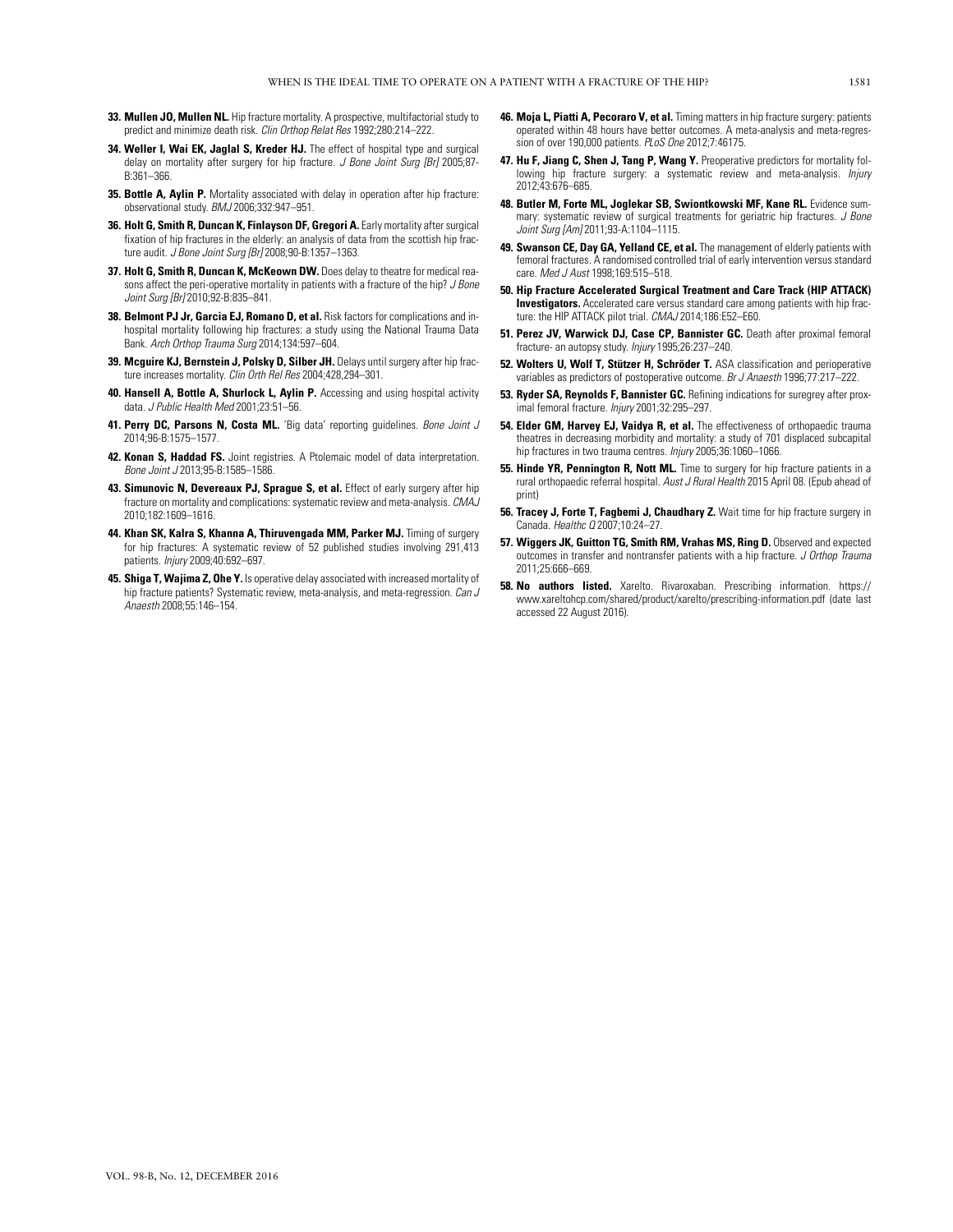33. **Mullen JO, Mullen NL.** Hip fracture mortality. A prospective, multifactorial study to predict and minimize death risk. *Clin Orthop Relat Res* 1992;280:214–222.

34. **Weller I, Wai EK, Jaglal S, Kreder HJ.** The effect of hospital type and surgical delay on mortality after surgery for hip fracture. *J Bone Joint Surg [Br]* 2005;87-B:361–366.

35. **Bottle A, Aylin P.** Mortality associated with delay in operation after hip fracture: observational study. *BMJ* 2006;332:947–951.

36. **Holt G, Smith R, Duncan K, Finlayson DF, Gregori A.** Early mortality after surgical fixation of hip fractures in the elderly: an analysis of data from the scottish hip fracture audit. *J Bone Joint Surg [Br]* 2008;90-B:1357–1363.

37. **Holt G, Smith R, Duncan K, McKeown DW.** Does delay to theatre for medical reasons affect the peri-operative mortality in patients with a fracture of the hip? *J Bone Joint Surg [Br]* 2010;92-B:835–841.

38. **Belmont PJ Jr, Garcia EJ, Romano D, et al.** Risk factors for complications and in-hospital mortality following hip fractures: a study using the National Trauma Data Bank. *Arch Orthop Trauma Surg* 2014;134:597–604.

39. **Mcguire KJ, Bernstein J, Polsky D, Silber JH.** Delays until surgery after hip fracture increases mortality. *Clin Orth Rel Res* 2004;428,294–301.

40. **Hansell A, Bottle A, Shurlock L, Aylin P.** Accessing and using hospital activity data. *J Public Health Med* 2001;23:51–56.

41. **Perry DC, Parsons N, Costa ML.** 'Big data' reporting guidelines. *Bone Joint J* 2014;96-B:1575–1577.

42. **Konan S, Haddad FS.** Joint registries. A Ptolemaic model of data interpretation. *Bone Joint J* 2013;95-B:1585–1586.

43. **Simunovic N, Devereaux PJ, Sprague S, et al.** Effect of early surgery after hip fracture on mortality and complications: systematic review and meta-analysis. *CMAJ* 2010;182:1609–1616.

44. **Khan SK, Kalra S, Khanna A, Thiruvengada MM, Parker MJ.** Timing of surgery for hip fractures: A systematic review of 52 published studies involving 291,413 patients. *Injury* 2009;40:692–697.

45. **Shiga T, Wajima Z, Ohe Y.** Is operative delay associated with increased mortality of hip fracture patients? Systematic review, meta-analysis, and meta-regression. *Can J Anaesth* 2008;55:146–154.

46. **Moja L, Piatti A, Pecoraro V, et al.** Timing matters in hip fracture surgery: patients operated within 48 hours have better outcomes. A meta-analysis and meta-regression of over 190,000 patients. *PLoS One* 2012;7:46175.

47. **Hu F, Jiang C, Shen J, Tang P, Wang Y.** Preoperative predictors for mortality following hip fracture surgery: a systematic review and meta-analysis. *Injury* 2012;43:676–685.

48. **Butler M, Forte ML, Joglekar SB, Swiontkowski MF, Kane RL.** Evidence summary: systematic review of surgical treatments for geriatric hip fractures. *J Bone Joint Surg [Am]* 2011;93-A:1104–1115.

49. **Swanson CE, Day GA, Yelland CE, et al.** The management of elderly patients with femoral fractures. A randomised controlled trial of early intervention versus standard care. *Med J Aust* 1998;169:515–518.

50. **Hip Fracture Accelerated Surgical Treatment and Care Track (HIP ATTACK) Investigators.** Accelerated care versus standard care among patients with hip fracture: the HIP ATTACK pilot trial. *CMAJ* 2014;186:E52–E60.

51. **Perez JV, Warwick DJ, Case CP, Bannister GC.** Death after proximal femoral fracture- an autopsy study. *Injury* 1995;26:237–240.

52. **Wolters U, Wolf T, Stützer H, Schröder T.** ASA classification and perioperative variables as predictors of postoperative outcome. *Br J Anaesth* 1996;77:217–222.

53. **Ryder SA, Reynolds F, Bannister GC.** Refining indications for suregrey after proximal femoral fracture. *Injury* 2001;32:295–297.

54. **Elder GM, Harvey EJ, Vaidya R, et al.** The effectiveness of orthopaedic trauma theatres in decreasing morbidity and mortality: a study of 701 displaced subcapital hip fractures in two trauma centres. *Injury* 2005;36:1060–1066.

55. **Hinde YR, Pennington R, Nott ML.** Time to surgery for hip fracture patients in a rural orthopaedic referral hospital. *Aust J Rural Health* 2015 April 08. (Epub ahead of print)

56. **Tracey J, Forte T, Fagbemi J, Chaudhary Z.** Wait time for hip fracture surgery in Canada. *Healthc Q* 2007;10:24–27.

57. **Wiggers JK, Guitton TG, Smith RM, Vrahas MS, Ring D.** Observed and expected outcomes in transfer and nontransfer patients with a hip fracture. *J Orthop Trauma* 2011;25:666–669.

58. **No authors listed.** Xarelto. Rivaroxaban. Prescribing information. https://www.xareltohcp.com/shared/product/xarelto/prescribing-information.pdf (date last accessed 22 August 2016).